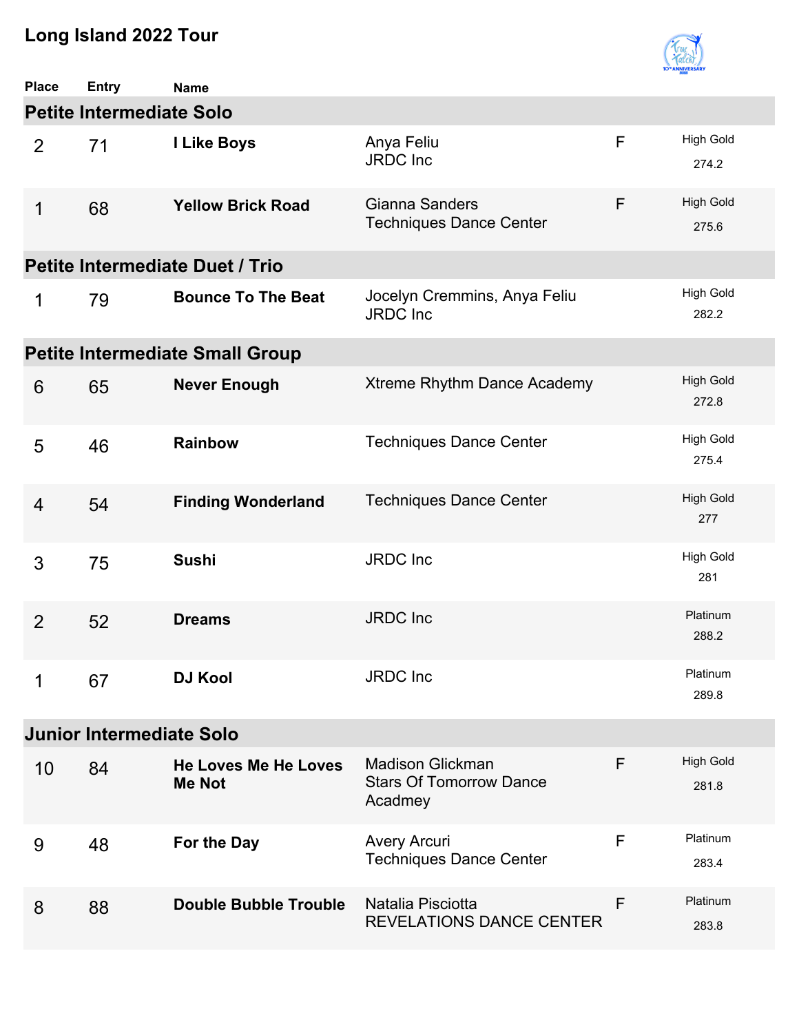# Long Island 2022 Tour

| Place | Entry | Name | | | |
|---|---|---|---|---|---|
| **Petite Intermediate Solo** | | | | | |
| 2 | 71 | **I Like Boys** | Anya Feliu<br>JRDC Inc | F | High Gold<br>274.2 |
| 1 | 68 | **Yellow Brick Road** | Gianna Sanders<br>Techniques Dance Center | F | High Gold<br>275.6 |
| **Petite Intermediate Duet / Trio** | | | | | |
| 1 | 79 | **Bounce To The Beat** | Jocelyn Cremmins, Anya Feliu<br>JRDC Inc | | High Gold<br>282.2 |
| **Petite Intermediate Small Group** | | | | | |
| 6 | 65 | **Never Enough** | Xtreme Rhythm Dance Academy | | High Gold<br>272.8 |
| 5 | 46 | **Rainbow** | Techniques Dance Center | | High Gold<br>275.4 |
| 4 | 54 | **Finding Wonderland** | Techniques Dance Center | | High Gold<br>277 |
| 3 | 75 | **Sushi** | JRDC Inc | | High Gold<br>281 |
| 2 | 52 | **Dreams** | JRDC Inc | | Platinum<br>288.2 |
| 1 | 67 | **DJ Kool** | JRDC Inc | | Platinum<br>289.8 |
| **Junior Intermediate Solo** | | | | | |
| 10 | 84 | **He Loves Me He Loves Me Not** | Madison Glickman<br>Stars Of Tomorrow Dance Acadmey | F | High Gold<br>281.8 |
| 9 | 48 | **For the Day** | Avery Arcuri<br>Techniques Dance Center | F | Platinum<br>283.4 |
| 8 | 88 | **Double Bubble Trouble** | Natalia Pisciotta<br>REVELATIONS DANCE CENTER | F | Platinum<br>283.8 |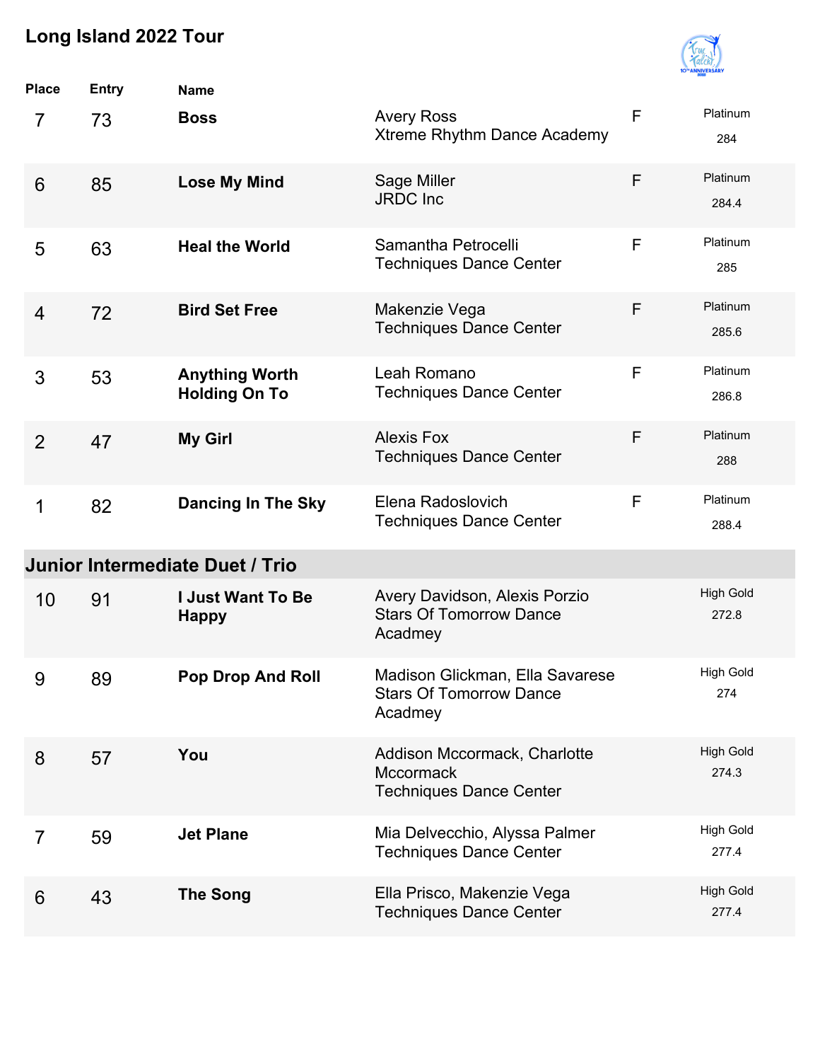## Long Island 2022 Tour

| Place | Entry | Name | | | |
|---|---|---|---|---|---|
| 7 | 73 | **Boss** | Avery Ross<br>Xtreme Rhythm Dance Academy | F | Platinum<br>284 |
| 6 | 85 | **Lose My Mind** | Sage Miller<br>JRDC Inc | F | Platinum<br>284.4 |
| 5 | 63 | **Heal the World** | Samantha Petrocelli<br>Techniques Dance Center | F | Platinum<br>285 |
| 4 | 72 | **Bird Set Free** | Makenzie Vega<br>Techniques Dance Center | F | Platinum<br>285.6 |
| 3 | 53 | **Anything Worth Holding On To** | Leah Romano<br>Techniques Dance Center | F | Platinum<br>286.8 |
| 2 | 47 | **My Girl** | Alexis Fox<br>Techniques Dance Center | F | Platinum<br>288 |
| 1 | 82 | **Dancing In The Sky** | Elena Radoslovich<br>Techniques Dance Center | F | Platinum<br>288.4 |

### Junior Intermediate Duet / Trio

| Place | Entry | Name | | | |
|---|---|---|---|---|---|
| 10 | 91 | **I Just Want To Be Happy** | Avery Davidson, Alexis Porzio<br>Stars Of Tomorrow Dance Acadmey | | High Gold<br>272.8 |
| 9 | 89 | **Pop Drop And Roll** | Madison Glickman, Ella Savarese<br>Stars Of Tomorrow Dance Acadmey | | High Gold<br>274 |
| 8 | 57 | **You** | Addison Mccormack, Charlotte Mccormack<br>Techniques Dance Center | | High Gold<br>274.3 |
| 7 | 59 | **Jet Plane** | Mia Delvecchio, Alyssa Palmer<br>Techniques Dance Center | | High Gold<br>277.4 |
| 6 | 43 | **The Song** | Ella Prisco, Makenzie Vega<br>Techniques Dance Center | | High Gold<br>277.4 |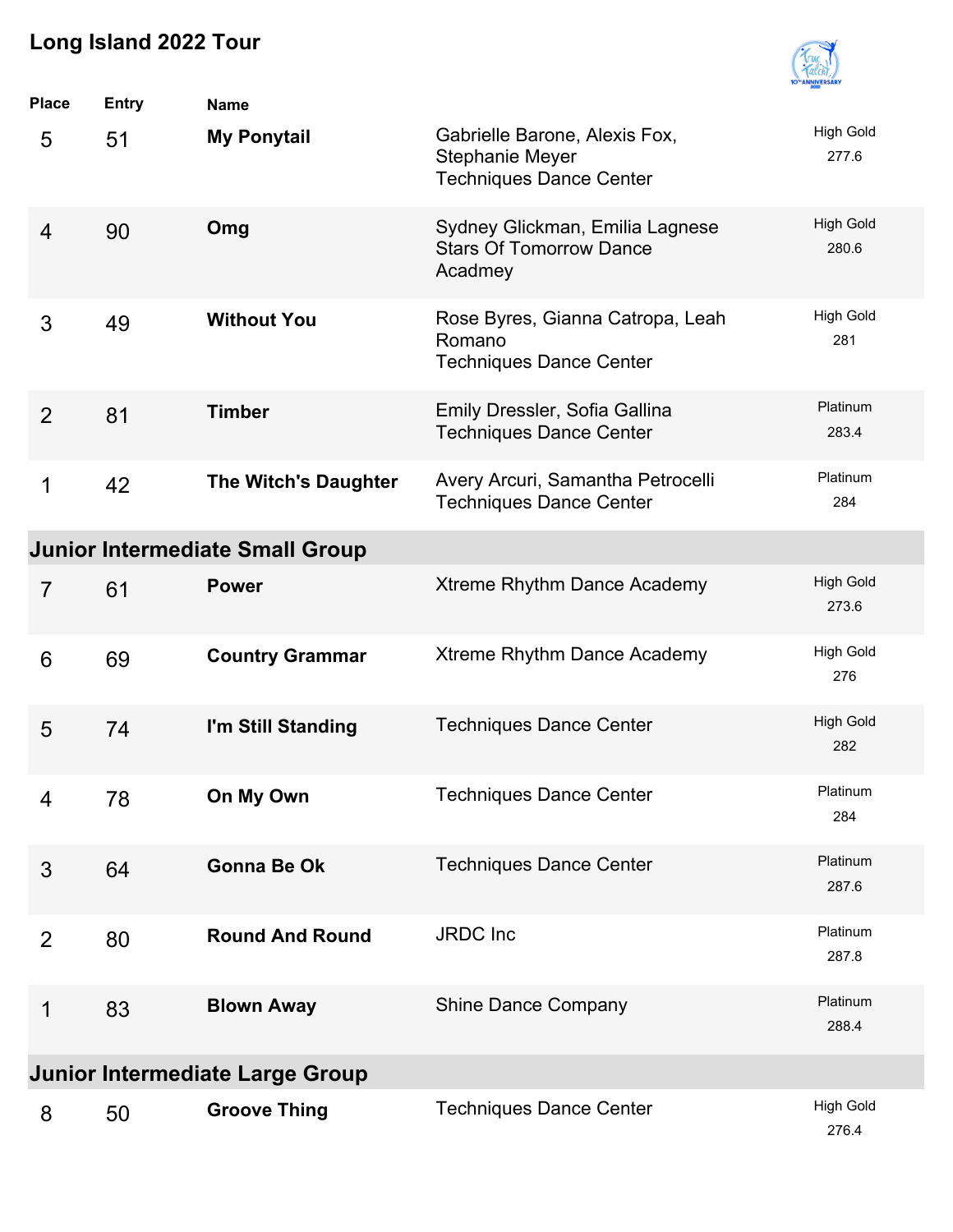# Long Island 2022 Tour

| Place | Entry | Name | | |
|---|---|---|---|---|
| 5 | 51 | **My Ponytail** | Gabrielle Barone, Alexis Fox, Stephanie Meyer<br>Techniques Dance Center | High Gold<br>277.6 |
| 4 | 90 | **Omg** | Sydney Glickman, Emilia Lagnese<br>Stars Of Tomorrow Dance Acadmey | High Gold<br>280.6 |
| 3 | 49 | **Without You** | Rose Byres, Gianna Catropa, Leah Romano<br>Techniques Dance Center | High Gold<br>281 |
| 2 | 81 | **Timber** | Emily Dressler, Sofia Gallina<br>Techniques Dance Center | Platinum<br>283.4 |
| 1 | 42 | **The Witch's Daughter** | Avery Arcuri, Samantha Petrocelli<br>Techniques Dance Center | Platinum<br>284 |

## Junior Intermediate Small Group

| Place | Entry | Name | | |
|---|---|---|---|---|
| 7 | 61 | **Power** | Xtreme Rhythm Dance Academy | High Gold<br>273.6 |
| 6 | 69 | **Country Grammar** | Xtreme Rhythm Dance Academy | High Gold<br>276 |
| 5 | 74 | **I'm Still Standing** | Techniques Dance Center | High Gold<br>282 |
| 4 | 78 | **On My Own** | Techniques Dance Center | Platinum<br>284 |
| 3 | 64 | **Gonna Be Ok** | Techniques Dance Center | Platinum<br>287.6 |
| 2 | 80 | **Round And Round** | JRDC Inc | Platinum<br>287.8 |
| 1 | 83 | **Blown Away** | Shine Dance Company | Platinum<br>288.4 |

## Junior Intermediate Large Group

| Place | Entry | Name | | |
|---|---|---|---|---|
| 8 | 50 | **Groove Thing** | Techniques Dance Center | High Gold<br>276.4 |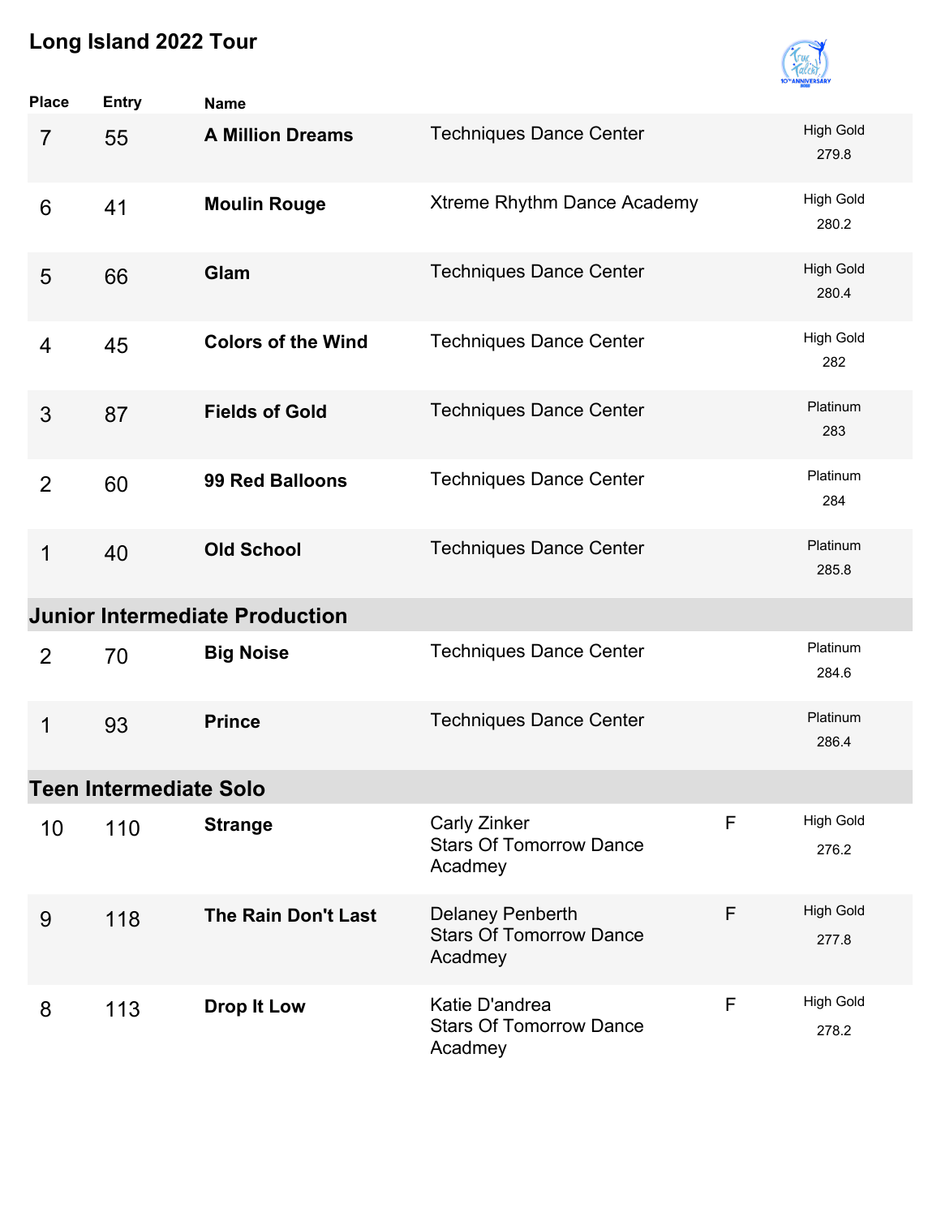# Long Island 2022 Tour

| Place | Entry | Name | | | |
|---|---|---|---|---|---|
| 7 | 55 | **A Million Dreams** | Techniques Dance Center | | High Gold 279.8 |
| 6 | 41 | **Moulin Rouge** | Xtreme Rhythm Dance Academy | | High Gold 280.2 |
| 5 | 66 | **Glam** | Techniques Dance Center | | High Gold 280.4 |
| 4 | 45 | **Colors of the Wind** | Techniques Dance Center | | High Gold 282 |
| 3 | 87 | **Fields of Gold** | Techniques Dance Center | | Platinum 283 |
| 2 | 60 | **99 Red Balloons** | Techniques Dance Center | | Platinum 284 |
| 1 | 40 | **Old School** | Techniques Dance Center | | Platinum 285.8 |

## Junior Intermediate Production

| Place | Entry | Name | | | |
|---|---|---|---|---|---|
| 2 | 70 | **Big Noise** | Techniques Dance Center | | Platinum 284.6 |
| 1 | 93 | **Prince** | Techniques Dance Center | | Platinum 286.4 |

## Teen Intermediate Solo

| Place | Entry | Name | | | |
|---|---|---|---|---|---|
| 10 | 110 | **Strange** | Carly Zinker Stars Of Tomorrow Dance Acadmey | F | High Gold 276.2 |
| 9 | 118 | **The Rain Don't Last** | Delaney Penberth Stars Of Tomorrow Dance Acadmey | F | High Gold 277.8 |
| 8 | 113 | **Drop It Low** | Katie D'andrea Stars Of Tomorrow Dance Acadmey | F | High Gold 278.2 |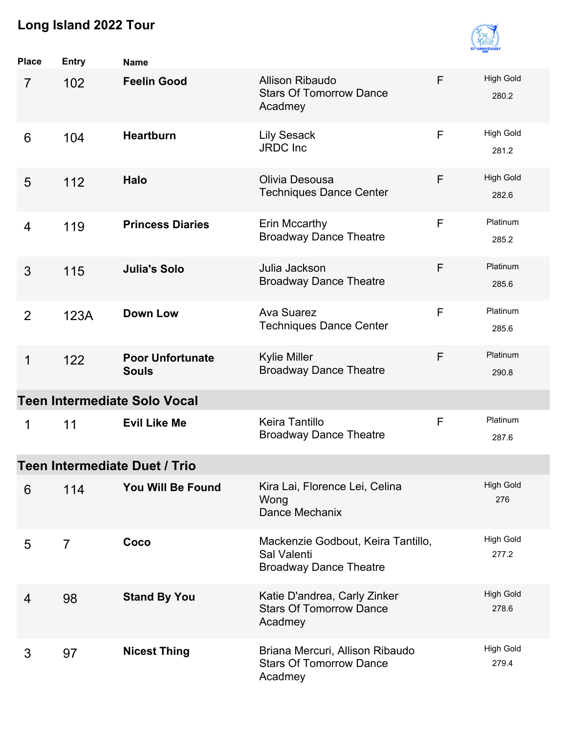# Long Island 2022 Tour

| Place | Entry | Name | | | |
|---|---|---|---|---|---|
| 7 | 102 | **Feelin Good** | Allison Ribaudo<br>Stars Of Tomorrow Dance Acadmey | F | High Gold<br>280.2 |
| 6 | 104 | **Heartburn** | Lily Sesack<br>JRDC Inc | F | High Gold<br>281.2 |
| 5 | 112 | **Halo** | Olivia Desousa<br>Techniques Dance Center | F | High Gold<br>282.6 |
| 4 | 119 | **Princess Diaries** | Erin Mccarthy<br>Broadway Dance Theatre | F | Platinum<br>285.2 |
| 3 | 115 | **Julia's Solo** | Julia Jackson<br>Broadway Dance Theatre | F | Platinum<br>285.6 |
| 2 | 123A | **Down Low** | Ava Suarez<br>Techniques Dance Center | F | Platinum<br>285.6 |
| 1 | 122 | **Poor Unfortunate Souls** | Kylie Miller<br>Broadway Dance Theatre | F | Platinum<br>290.8 |

## Teen Intermediate Solo Vocal

| Place | Entry | Name | | | |
|---|---|---|---|---|---|
| 1 | 11 | **Evil Like Me** | Keira Tantillo<br>Broadway Dance Theatre | F | Platinum<br>287.6 |

## Teen Intermediate Duet / Trio

| Place | Entry | Name | | | |
|---|---|---|---|---|---|
| 6 | 114 | **You Will Be Found** | Kira Lai, Florence Lei, Celina Wong<br>Dance Mechanix | | High Gold<br>276 |
| 5 | 7 | **Coco** | Mackenzie Godbout, Keira Tantillo, Sal Valenti<br>Broadway Dance Theatre | | High Gold<br>277.2 |
| 4 | 98 | **Stand By You** | Katie D'andrea, Carly Zinker<br>Stars Of Tomorrow Dance Acadmey | | High Gold<br>278.6 |
| 3 | 97 | **Nicest Thing** | Briana Mercuri, Allison Ribaudo<br>Stars Of Tomorrow Dance Acadmey | | High Gold<br>279.4 |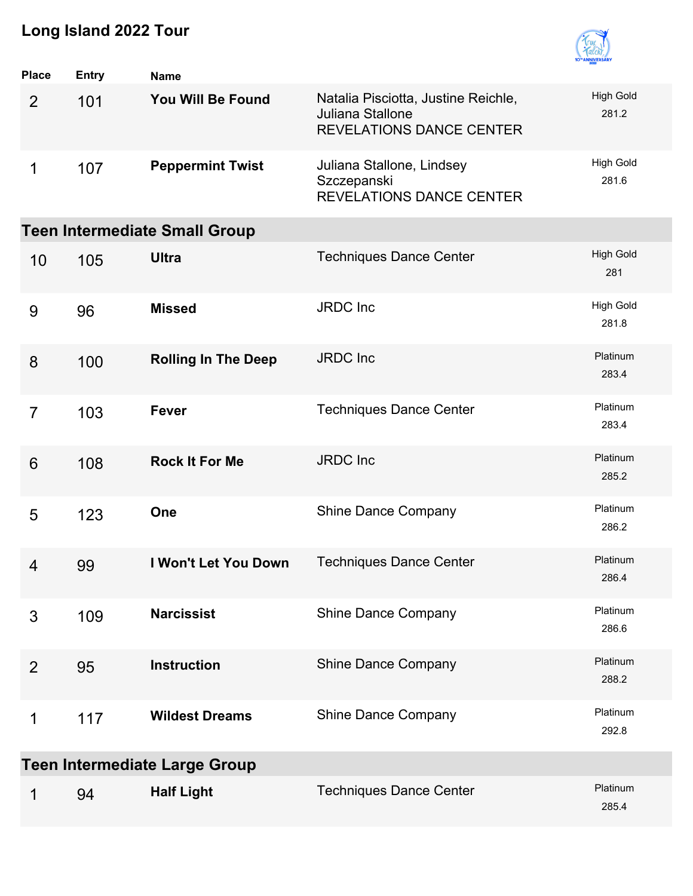# Long Island 2022 Tour

| Place | Entry | Name | | |
|---|---|---|---|---|
| 2 | 101 | **You Will Be Found** | Natalia Pisciotta, Justine Reichle, Juliana Stallone<br>REVELATIONS DANCE CENTER | High Gold<br>281.2 |
| 1 | 107 | **Peppermint Twist** | Juliana Stallone, Lindsey Szczepanski<br>REVELATIONS DANCE CENTER | High Gold<br>281.6 |

## Teen Intermediate Small Group

| Place | Entry | Name | | |
|---|---|---|---|---|
| 10 | 105 | **Ultra** | Techniques Dance Center | High Gold<br>281 |
| 9 | 96 | **Missed** | JRDC Inc | High Gold<br>281.8 |
| 8 | 100 | **Rolling In The Deep** | JRDC Inc | Platinum<br>283.4 |
| 7 | 103 | **Fever** | Techniques Dance Center | Platinum<br>283.4 |
| 6 | 108 | **Rock It For Me** | JRDC Inc | Platinum<br>285.2 |
| 5 | 123 | **One** | Shine Dance Company | Platinum<br>286.2 |
| 4 | 99 | **I Won't Let You Down** | Techniques Dance Center | Platinum<br>286.4 |
| 3 | 109 | **Narcissist** | Shine Dance Company | Platinum<br>286.6 |
| 2 | 95 | **Instruction** | Shine Dance Company | Platinum<br>288.2 |
| 1 | 117 | **Wildest Dreams** | Shine Dance Company | Platinum<br>292.8 |

## Teen Intermediate Large Group

| Place | Entry | Name | | |
|---|---|---|---|---|
| 1 | 94 | **Half Light** | Techniques Dance Center | Platinum<br>285.4 |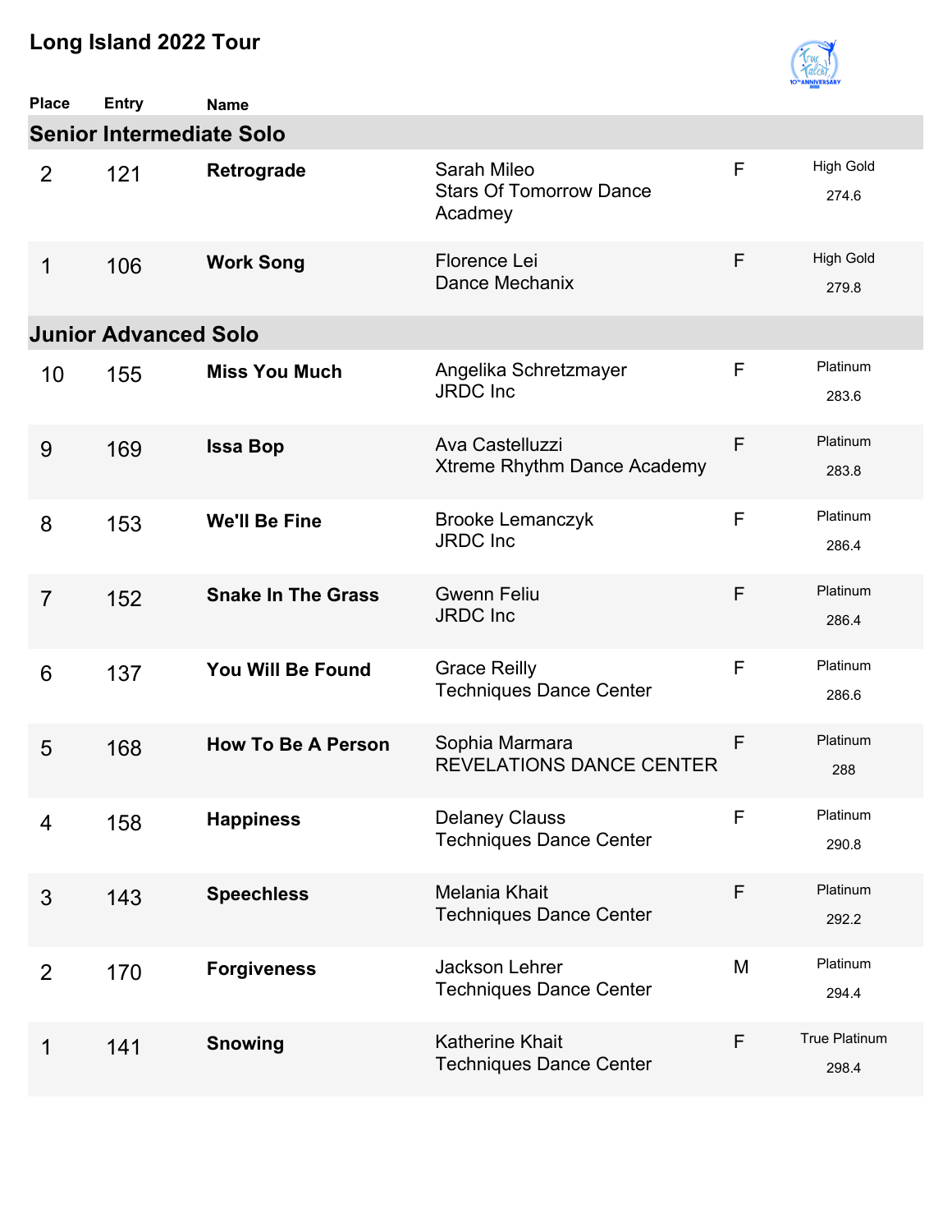# Long Island 2022 Tour

| Place | Entry | Name | | | |
|---|---|---|---|---|---|
| **Senior Intermediate Solo** | | | | | |
| 2 | 121 | **Retrograde** | Sarah Mileo<br>Stars Of Tomorrow Dance Acadmey | F | High Gold<br>274.6 |
| 1 | 106 | **Work Song** | Florence Lei<br>Dance Mechanix | F | High Gold<br>279.8 |
| **Junior Advanced Solo** | | | | | |
| 10 | 155 | **Miss You Much** | Angelika Schretzmayer<br>JRDC Inc | F | Platinum<br>283.6 |
| 9 | 169 | **Issa Bop** | Ava Castelluzzi<br>Xtreme Rhythm Dance Academy | F | Platinum<br>283.8 |
| 8 | 153 | **We'll Be Fine** | Brooke Lemanczyk<br>JRDC Inc | F | Platinum<br>286.4 |
| 7 | 152 | **Snake In The Grass** | Gwenn Feliu<br>JRDC Inc | F | Platinum<br>286.4 |
| 6 | 137 | **You Will Be Found** | Grace Reilly<br>Techniques Dance Center | F | Platinum<br>286.6 |
| 5 | 168 | **How To Be A Person** | Sophia Marmara<br>REVELATIONS DANCE CENTER | F | Platinum<br>288 |
| 4 | 158 | **Happiness** | Delaney Clauss<br>Techniques Dance Center | F | Platinum<br>290.8 |
| 3 | 143 | **Speechless** | Melania Khait<br>Techniques Dance Center | F | Platinum<br>292.2 |
| 2 | 170 | **Forgiveness** | Jackson Lehrer<br>Techniques Dance Center | M | Platinum<br>294.4 |
| 1 | 141 | **Snowing** | Katherine Khait<br>Techniques Dance Center | F | True Platinum<br>298.4 |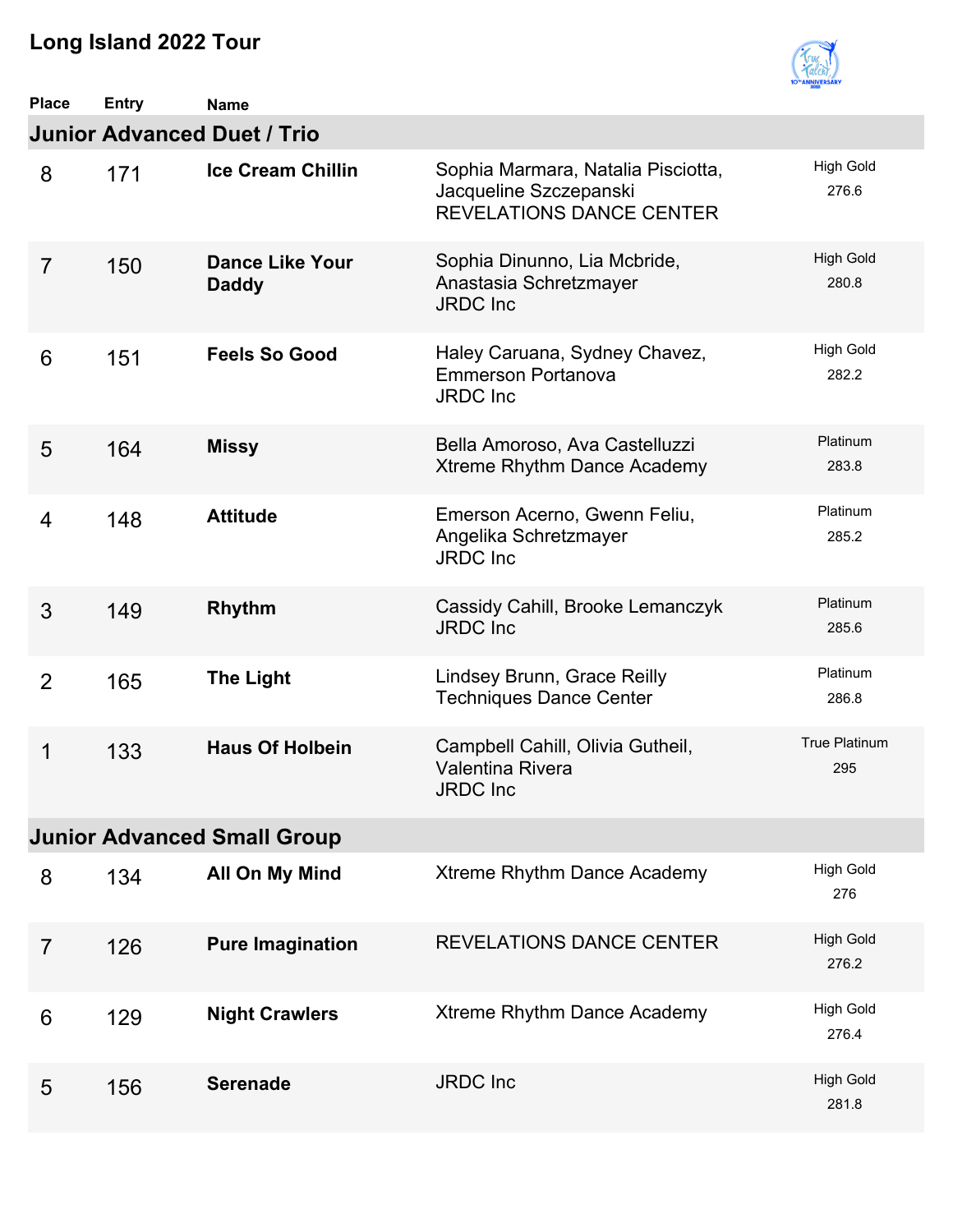# Long Island 2022 Tour

| Place | Entry | Name | | |
|---|---|---|---|---|

## Junior Advanced Duet / Trio

| Place | Entry | Name | Dancers / Studio | Award / Score |
|---|---|---|---|---|
| 8 | 171 | **Ice Cream Chillin** | Sophia Marmara, Natalia Pisciotta, Jacqueline Szczepanski<br>REVELATIONS DANCE CENTER | High Gold<br>276.6 |
| 7 | 150 | **Dance Like Your Daddy** | Sophia Dinunno, Lia Mcbride, Anastasia Schretzmayer<br>JRDC Inc | High Gold<br>280.8 |
| 6 | 151 | **Feels So Good** | Haley Caruana, Sydney Chavez, Emmerson Portanova<br>JRDC Inc | High Gold<br>282.2 |
| 5 | 164 | **Missy** | Bella Amoroso, Ava Castelluzzi<br>Xtreme Rhythm Dance Academy | Platinum<br>283.8 |
| 4 | 148 | **Attitude** | Emerson Acerno, Gwenn Feliu, Angelika Schretzmayer<br>JRDC Inc | Platinum<br>285.2 |
| 3 | 149 | **Rhythm** | Cassidy Cahill, Brooke Lemanczyk<br>JRDC Inc | Platinum<br>285.6 |
| 2 | 165 | **The Light** | Lindsey Brunn, Grace Reilly<br>Techniques Dance Center | Platinum<br>286.8 |
| 1 | 133 | **Haus Of Holbein** | Campbell Cahill, Olivia Gutheil, Valentina Rivera<br>JRDC Inc | True Platinum<br>295 |

## Junior Advanced Small Group

| Place | Entry | Name | Studio | Award / Score |
|---|---|---|---|---|
| 8 | 134 | **All On My Mind** | Xtreme Rhythm Dance Academy | High Gold<br>276 |
| 7 | 126 | **Pure Imagination** | REVELATIONS DANCE CENTER | High Gold<br>276.2 |
| 6 | 129 | **Night Crawlers** | Xtreme Rhythm Dance Academy | High Gold<br>276.4 |
| 5 | 156 | **Serenade** | JRDC Inc | High Gold<br>281.8 |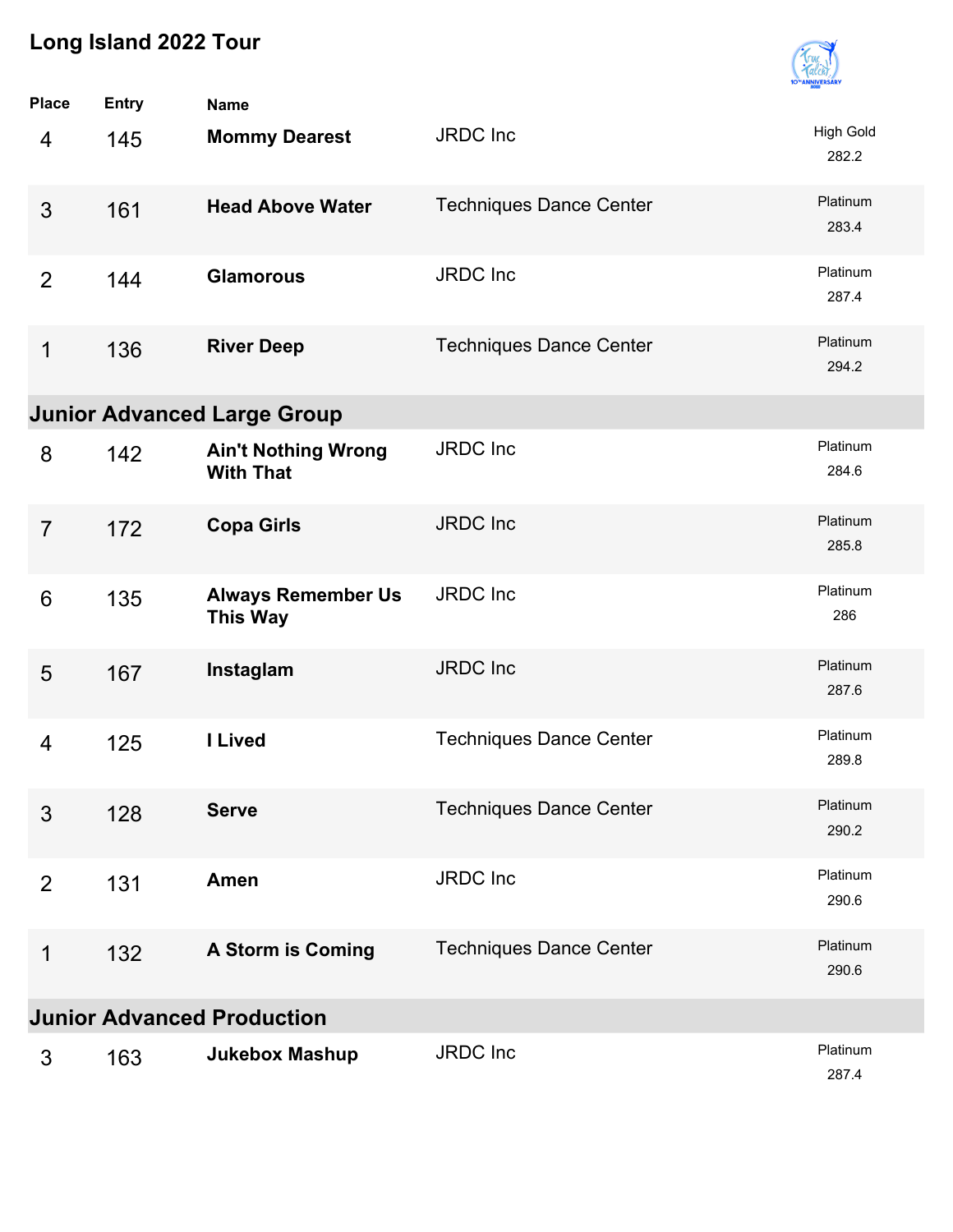## Long Island 2022 Tour

| Place | Entry | Name | Studio | Award / Score |
|---|---|---|---|---|
| 4 | 145 | **Mommy Dearest** | JRDC Inc | High Gold 282.2 |
| 3 | 161 | **Head Above Water** | Techniques Dance Center | Platinum 283.4 |
| 2 | 144 | **Glamorous** | JRDC Inc | Platinum 287.4 |
| 1 | 136 | **River Deep** | Techniques Dance Center | Platinum 294.2 |

### Junior Advanced Large Group

| Place | Entry | Name | Studio | Award / Score |
|---|---|---|---|---|
| 8 | 142 | **Ain't Nothing Wrong With That** | JRDC Inc | Platinum 284.6 |
| 7 | 172 | **Copa Girls** | JRDC Inc | Platinum 285.8 |
| 6 | 135 | **Always Remember Us This Way** | JRDC Inc | Platinum 286 |
| 5 | 167 | **Instaglam** | JRDC Inc | Platinum 287.6 |
| 4 | 125 | **I Lived** | Techniques Dance Center | Platinum 289.8 |
| 3 | 128 | **Serve** | Techniques Dance Center | Platinum 290.2 |
| 2 | 131 | **Amen** | JRDC Inc | Platinum 290.6 |
| 1 | 132 | **A Storm is Coming** | Techniques Dance Center | Platinum 290.6 |

### Junior Advanced Production

| Place | Entry | Name | Studio | Award / Score |
|---|---|---|---|---|
| 3 | 163 | **Jukebox Mashup** | JRDC Inc | Platinum 287.4 |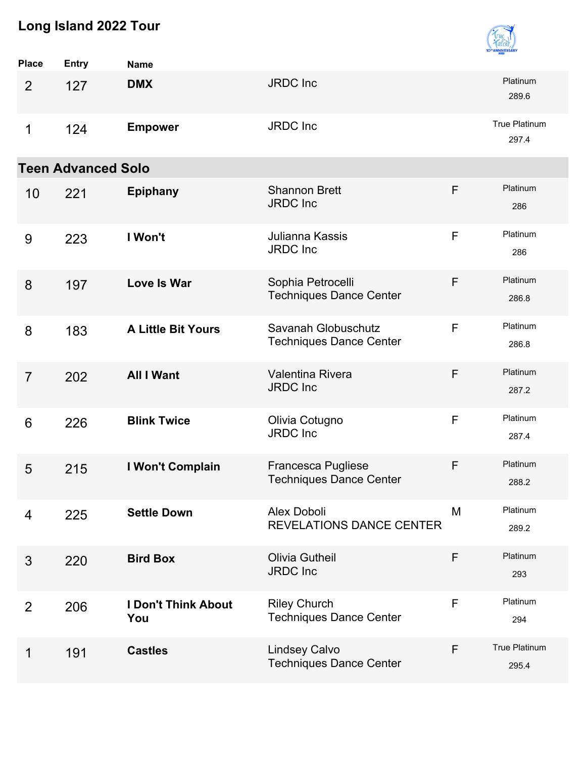# Long Island 2022 Tour

| Place | Entry | Name | | | |
|---|---|---|---|---|---|
| 2 | 127 | **DMX** | JRDC Inc | | Platinum 289.6 |
| 1 | 124 | **Empower** | JRDC Inc | | True Platinum 297.4 |

## Teen Advanced Solo

| Place | Entry | Name | | | |
|---|---|---|---|---|---|
| 10 | 221 | **Epiphany** | Shannon Brett<br>JRDC Inc | F | Platinum 286 |
| 9 | 223 | **I Won't** | Julianna Kassis<br>JRDC Inc | F | Platinum 286 |
| 8 | 197 | **Love Is War** | Sophia Petrocelli<br>Techniques Dance Center | F | Platinum 286.8 |
| 8 | 183 | **A Little Bit Yours** | Savanah Globuschutz<br>Techniques Dance Center | F | Platinum 286.8 |
| 7 | 202 | **All I Want** | Valentina Rivera<br>JRDC Inc | F | Platinum 287.2 |
| 6 | 226 | **Blink Twice** | Olivia Cotugno<br>JRDC Inc | F | Platinum 287.4 |
| 5 | 215 | **I Won't Complain** | Francesca Pugliese<br>Techniques Dance Center | F | Platinum 288.2 |
| 4 | 225 | **Settle Down** | Alex Doboli<br>REVELATIONS DANCE CENTER | M | Platinum 289.2 |
| 3 | 220 | **Bird Box** | Olivia Gutheil<br>JRDC Inc | F | Platinum 293 |
| 2 | 206 | **I Don't Think About You** | Riley Church<br>Techniques Dance Center | F | Platinum 294 |
| 1 | 191 | **Castles** | Lindsey Calvo<br>Techniques Dance Center | F | True Platinum 295.4 |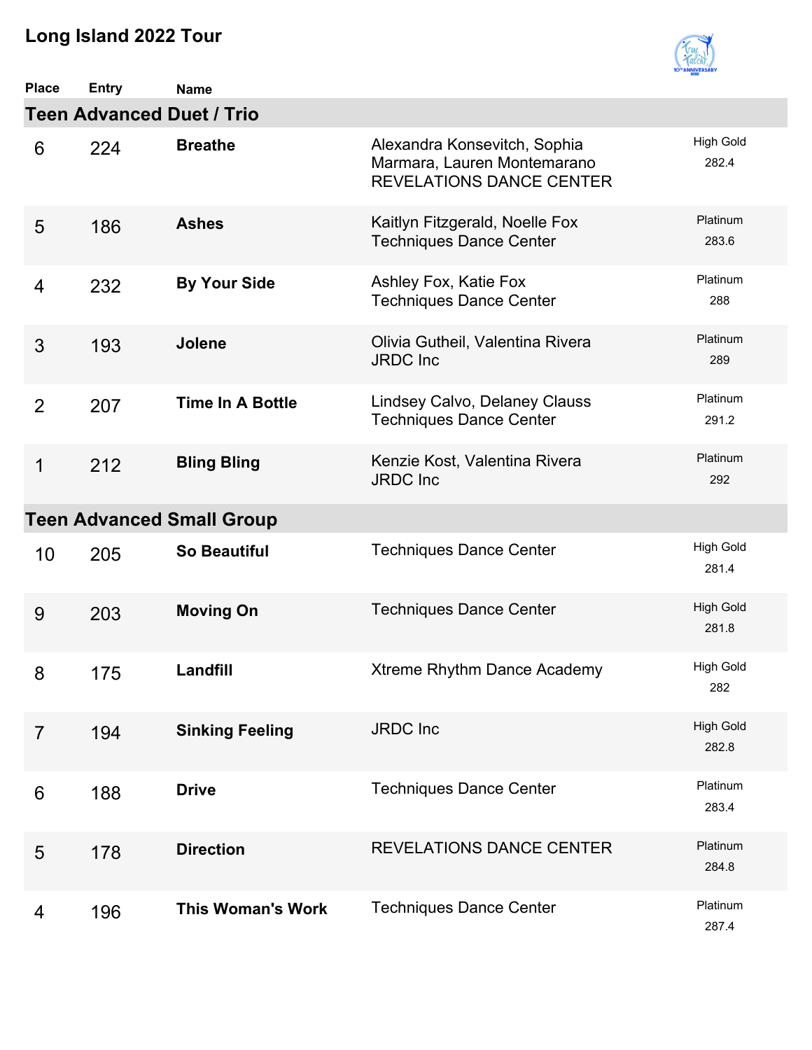# Long Island 2022 Tour

## Teen Advanced Duet / Trio

| Place | Entry | Name | | |
|---|---|---|---|---|
| 6 | 224 | **Breathe** | Alexandra Konsevitch, Sophia Marmara, Lauren Montemarano REVELATIONS DANCE CENTER | High Gold 282.4 |
| 5 | 186 | **Ashes** | Kaitlyn Fitzgerald, Noelle Fox Techniques Dance Center | Platinum 283.6 |
| 4 | 232 | **By Your Side** | Ashley Fox, Katie Fox Techniques Dance Center | Platinum 288 |
| 3 | 193 | **Jolene** | Olivia Gutheil, Valentina Rivera JRDC Inc | Platinum 289 |
| 2 | 207 | **Time In A Bottle** | Lindsey Calvo, Delaney Clauss Techniques Dance Center | Platinum 291.2 |
| 1 | 212 | **Bling Bling** | Kenzie Kost, Valentina Rivera JRDC Inc | Platinum 292 |

## Teen Advanced Small Group

| Place | Entry | Name | | |
|---|---|---|---|---|
| 10 | 205 | **So Beautiful** | Techniques Dance Center | High Gold 281.4 |
| 9 | 203 | **Moving On** | Techniques Dance Center | High Gold 281.8 |
| 8 | 175 | **Landfill** | Xtreme Rhythm Dance Academy | High Gold 282 |
| 7 | 194 | **Sinking Feeling** | JRDC Inc | High Gold 282.8 |
| 6 | 188 | **Drive** | Techniques Dance Center | Platinum 283.4 |
| 5 | 178 | **Direction** | REVELATIONS DANCE CENTER | Platinum 284.8 |
| 4 | 196 | **This Woman's Work** | Techniques Dance Center | Platinum 287.4 |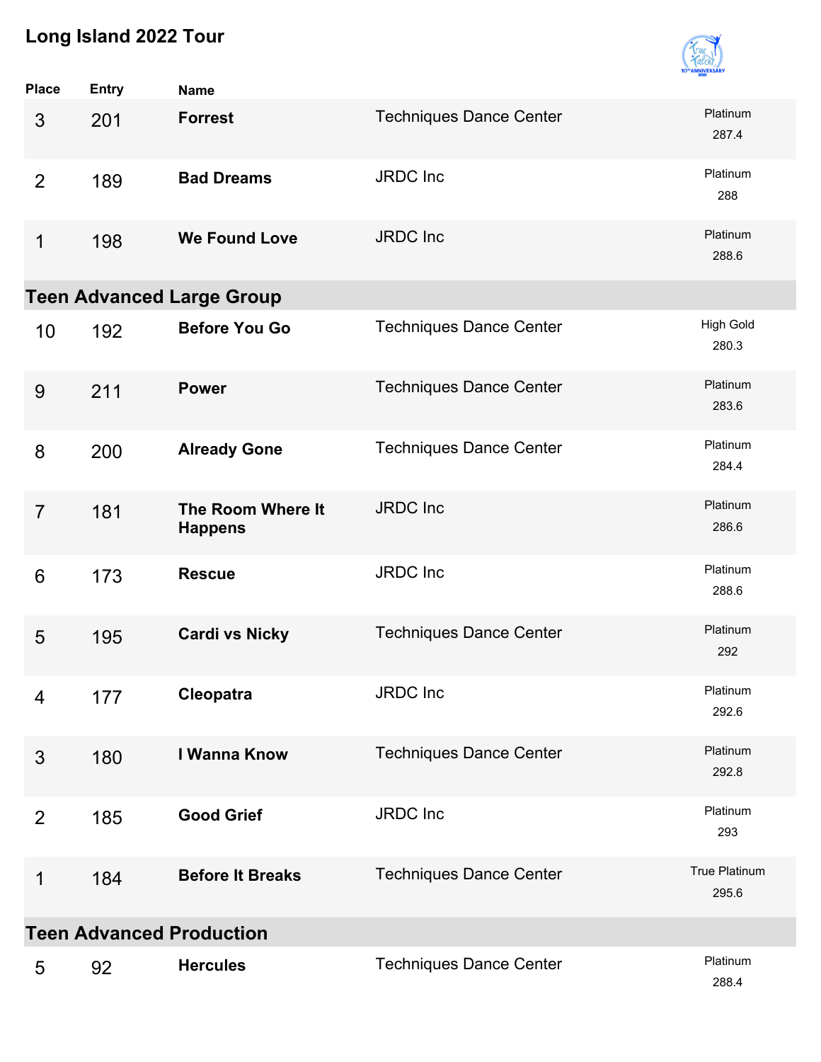# Long Island 2022 Tour

| Place | Entry | Name | | |
|---|---|---|---|---|
| 3 | 201 | **Forrest** | Techniques Dance Center | Platinum 287.4 |
| 2 | 189 | **Bad Dreams** | JRDC Inc | Platinum 288 |
| 1 | 198 | **We Found Love** | JRDC Inc | Platinum 288.6 |

## Teen Advanced Large Group

| Place | Entry | Name | | |
|---|---|---|---|---|
| 10 | 192 | **Before You Go** | Techniques Dance Center | High Gold 280.3 |
| 9 | 211 | **Power** | Techniques Dance Center | Platinum 283.6 |
| 8 | 200 | **Already Gone** | Techniques Dance Center | Platinum 284.4 |
| 7 | 181 | **The Room Where It Happens** | JRDC Inc | Platinum 286.6 |
| 6 | 173 | **Rescue** | JRDC Inc | Platinum 288.6 |
| 5 | 195 | **Cardi vs Nicky** | Techniques Dance Center | Platinum 292 |
| 4 | 177 | **Cleopatra** | JRDC Inc | Platinum 292.6 |
| 3 | 180 | **I Wanna Know** | Techniques Dance Center | Platinum 292.8 |
| 2 | 185 | **Good Grief** | JRDC Inc | Platinum 293 |
| 1 | 184 | **Before It Breaks** | Techniques Dance Center | True Platinum 295.6 |

## Teen Advanced Production

| Place | Entry | Name | | |
|---|---|---|---|---|
| 5 | 92 | **Hercules** | Techniques Dance Center | Platinum 288.4 |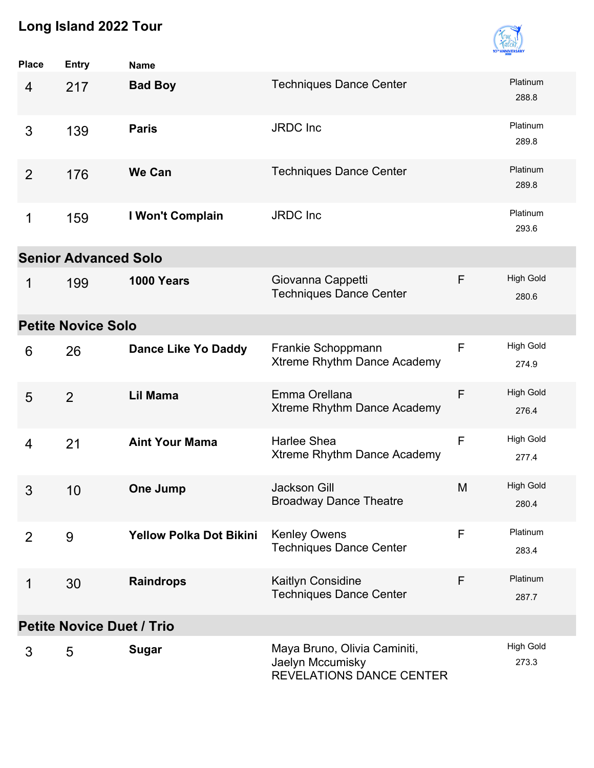## Long Island 2022 Tour

| Place | Entry | Name | | | |
|---|---|---|---|---|---|
| 4 | 217 | **Bad Boy** | Techniques Dance Center | | Platinum 288.8 |
| 3 | 139 | **Paris** | JRDC Inc | | Platinum 289.8 |
| 2 | 176 | **We Can** | Techniques Dance Center | | Platinum 289.8 |
| 1 | 159 | **I Won't Complain** | JRDC Inc | | Platinum 293.6 |

### Senior Advanced Solo

| Place | Entry | Name | | | |
|---|---|---|---|---|---|
| 1 | 199 | **1000 Years** | Giovanna Cappetti<br>Techniques Dance Center | F | High Gold 280.6 |

### Petite Novice Solo

| Place | Entry | Name | | | |
|---|---|---|---|---|---|
| 6 | 26 | **Dance Like Yo Daddy** | Frankie Schoppmann<br>Xtreme Rhythm Dance Academy | F | High Gold 274.9 |
| 5 | 2 | **Lil Mama** | Emma Orellana<br>Xtreme Rhythm Dance Academy | F | High Gold 276.4 |
| 4 | 21 | **Aint Your Mama** | Harlee Shea<br>Xtreme Rhythm Dance Academy | F | High Gold 277.4 |
| 3 | 10 | **One Jump** | Jackson Gill<br>Broadway Dance Theatre | M | High Gold 280.4 |
| 2 | 9 | **Yellow Polka Dot Bikini** | Kenley Owens<br>Techniques Dance Center | F | Platinum 283.4 |
| 1 | 30 | **Raindrops** | Kaitlyn Considine<br>Techniques Dance Center | F | Platinum 287.7 |

### Petite Novice Duet / Trio

| Place | Entry | Name | | | |
|---|---|---|---|---|---|
| 3 | 5 | **Sugar** | Maya Bruno, Olivia Caminiti, Jaelyn Mccumisky<br>REVELATIONS DANCE CENTER | | High Gold 273.3 |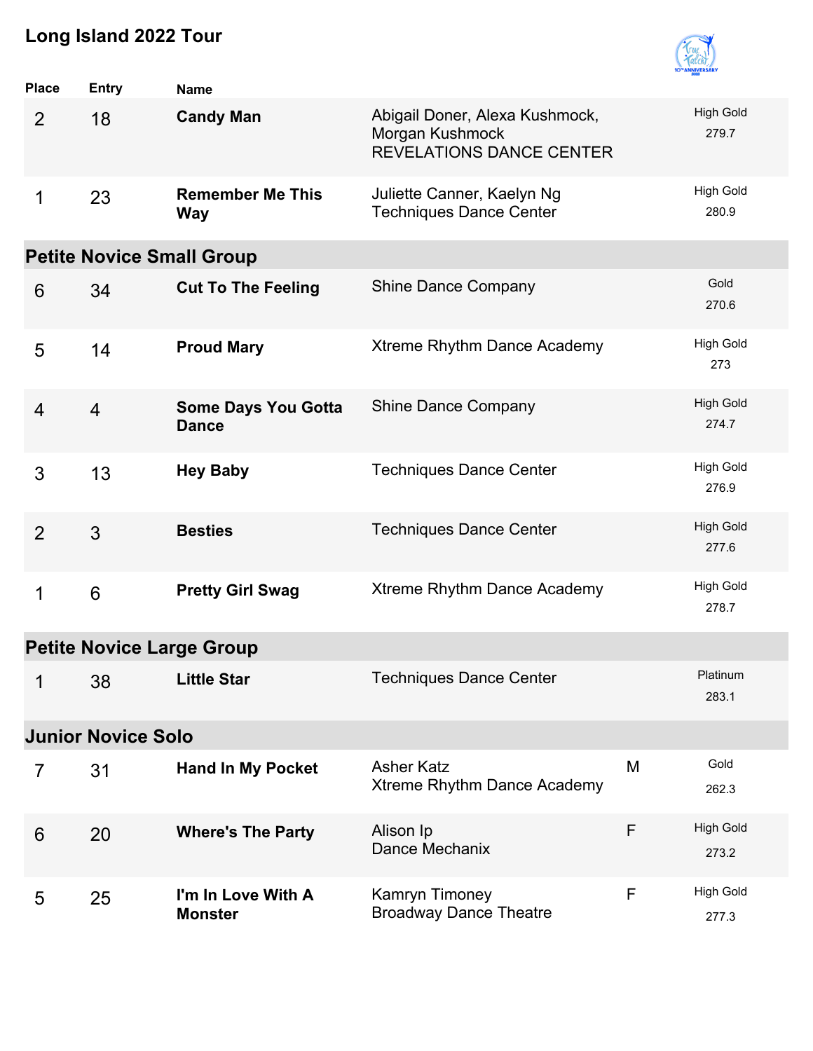# Long Island 2022 Tour

| Place | Entry | Name | | | |
|---|---|---|---|---|---|
| 2 | 18 | **Candy Man** | Abigail Doner, Alexa Kushmock, Morgan Kushmock<br>REVELATIONS DANCE CENTER | | High Gold<br>279.7 |
| 1 | 23 | **Remember Me This Way** | Juliette Canner, Kaelyn Ng<br>Techniques Dance Center | | High Gold<br>280.9 |

## Petite Novice Small Group

| Place | Entry | Name | | | |
|---|---|---|---|---|---|
| 6 | 34 | **Cut To The Feeling** | Shine Dance Company | | Gold<br>270.6 |
| 5 | 14 | **Proud Mary** | Xtreme Rhythm Dance Academy | | High Gold<br>273 |
| 4 | 4 | **Some Days You Gotta Dance** | Shine Dance Company | | High Gold<br>274.7 |
| 3 | 13 | **Hey Baby** | Techniques Dance Center | | High Gold<br>276.9 |
| 2 | 3 | **Besties** | Techniques Dance Center | | High Gold<br>277.6 |
| 1 | 6 | **Pretty Girl Swag** | Xtreme Rhythm Dance Academy | | High Gold<br>278.7 |

## Petite Novice Large Group

| Place | Entry | Name | | | |
|---|---|---|---|---|---|
| 1 | 38 | **Little Star** | Techniques Dance Center | | Platinum<br>283.1 |

## Junior Novice Solo

| Place | Entry | Name | | | |
|---|---|---|---|---|---|
| 7 | 31 | **Hand In My Pocket** | Asher Katz<br>Xtreme Rhythm Dance Academy | M | Gold<br>262.3 |
| 6 | 20 | **Where's The Party** | Alison Ip<br>Dance Mechanix | F | High Gold<br>273.2 |
| 5 | 25 | **I'm In Love With A Monster** | Kamryn Timoney<br>Broadway Dance Theatre | F | High Gold<br>277.3 |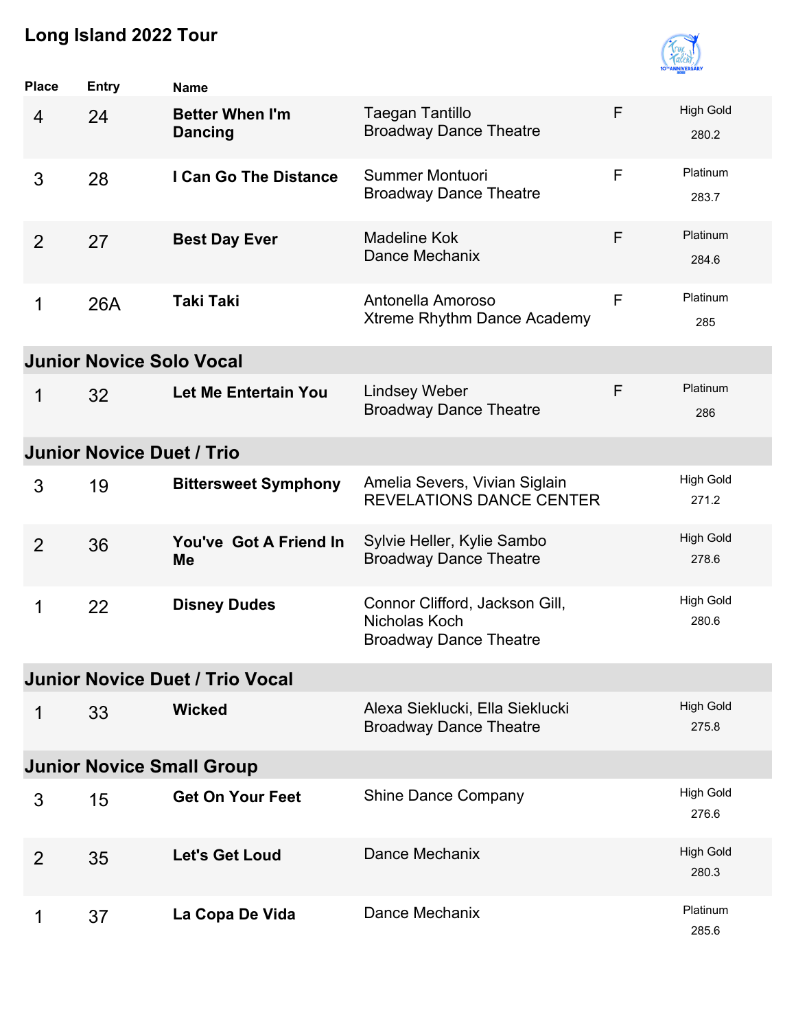# Long Island 2022 Tour

| Place | Entry | Name | | | |
|---|---|---|---|---|---|
| 4 | 24 | **Better When I'm Dancing** | Taegan Tantillo<br>Broadway Dance Theatre | F | High Gold<br>280.2 |
| 3 | 28 | **I Can Go The Distance** | Summer Montuori<br>Broadway Dance Theatre | F | Platinum<br>283.7 |
| 2 | 27 | **Best Day Ever** | Madeline Kok<br>Dance Mechanix | F | Platinum<br>284.6 |
| 1 | 26A | **Taki Taki** | Antonella Amoroso<br>Xtreme Rhythm Dance Academy | F | Platinum<br>285 |

## Junior Novice Solo Vocal

| Place | Entry | Name | | | |
|---|---|---|---|---|---|
| 1 | 32 | **Let Me Entertain You** | Lindsey Weber<br>Broadway Dance Theatre | F | Platinum<br>286 |

## Junior Novice Duet / Trio

| Place | Entry | Name | | | |
|---|---|---|---|---|---|
| 3 | 19 | **Bittersweet Symphony** | Amelia Severs, Vivian Siglain<br>REVELATIONS DANCE CENTER | | High Gold<br>271.2 |
| 2 | 36 | **You've Got A Friend In Me** | Sylvie Heller, Kylie Sambo<br>Broadway Dance Theatre | | High Gold<br>278.6 |
| 1 | 22 | **Disney Dudes** | Connor Clifford, Jackson Gill, Nicholas Koch<br>Broadway Dance Theatre | | High Gold<br>280.6 |

## Junior Novice Duet / Trio Vocal

| Place | Entry | Name | | | |
|---|---|---|---|---|---|
| 1 | 33 | **Wicked** | Alexa Sieklucki, Ella Sieklucki<br>Broadway Dance Theatre | | High Gold<br>275.8 |

## Junior Novice Small Group

| Place | Entry | Name | | | |
|---|---|---|---|---|---|
| 3 | 15 | **Get On Your Feet** | Shine Dance Company | | High Gold<br>276.6 |
| 2 | 35 | **Let's Get Loud** | Dance Mechanix | | High Gold<br>280.3 |
| 1 | 37 | **La Copa De Vida** | Dance Mechanix | | Platinum<br>285.6 |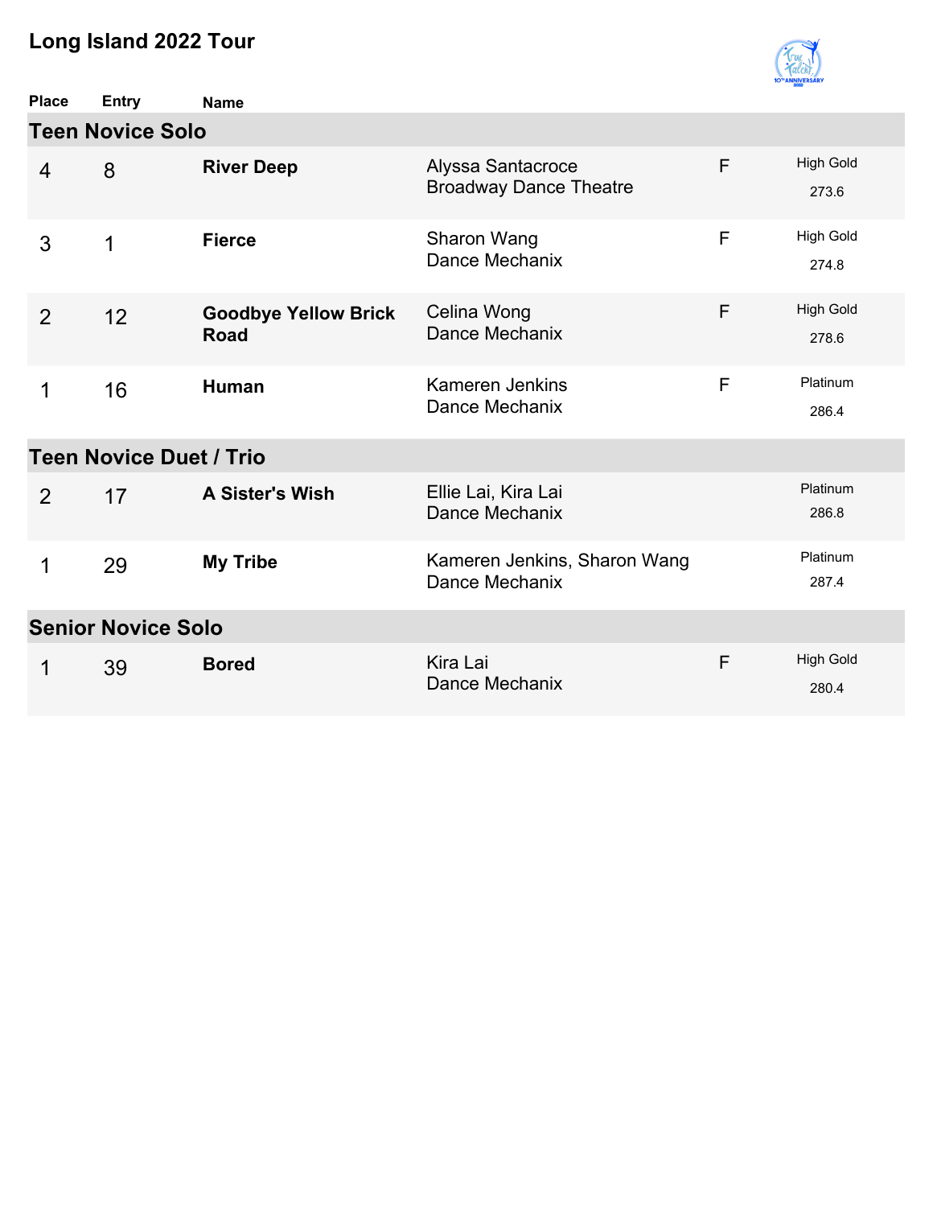# Long Island 2022 Tour

| Place | Entry | Name | | | |
|---|---|---|---|---|---|
| **Teen Novice Solo** | | | | | |
| 4 | 8 | **River Deep** | Alyssa Santacroce<br>Broadway Dance Theatre | F | High Gold<br>273.6 |
| 3 | 1 | **Fierce** | Sharon Wang<br>Dance Mechanix | F | High Gold<br>274.8 |
| 2 | 12 | **Goodbye Yellow Brick Road** | Celina Wong<br>Dance Mechanix | F | High Gold<br>278.6 |
| 1 | 16 | **Human** | Kameren Jenkins<br>Dance Mechanix | F | Platinum<br>286.4 |
| **Teen Novice Duet / Trio** | | | | | |
| 2 | 17 | **A Sister's Wish** | Ellie Lai, Kira Lai<br>Dance Mechanix | | Platinum<br>286.8 |
| 1 | 29 | **My Tribe** | Kameren Jenkins, Sharon Wang<br>Dance Mechanix | | Platinum<br>287.4 |
| **Senior Novice Solo** | | | | | |
| 1 | 39 | **Bored** | Kira Lai<br>Dance Mechanix | F | High Gold<br>280.4 |